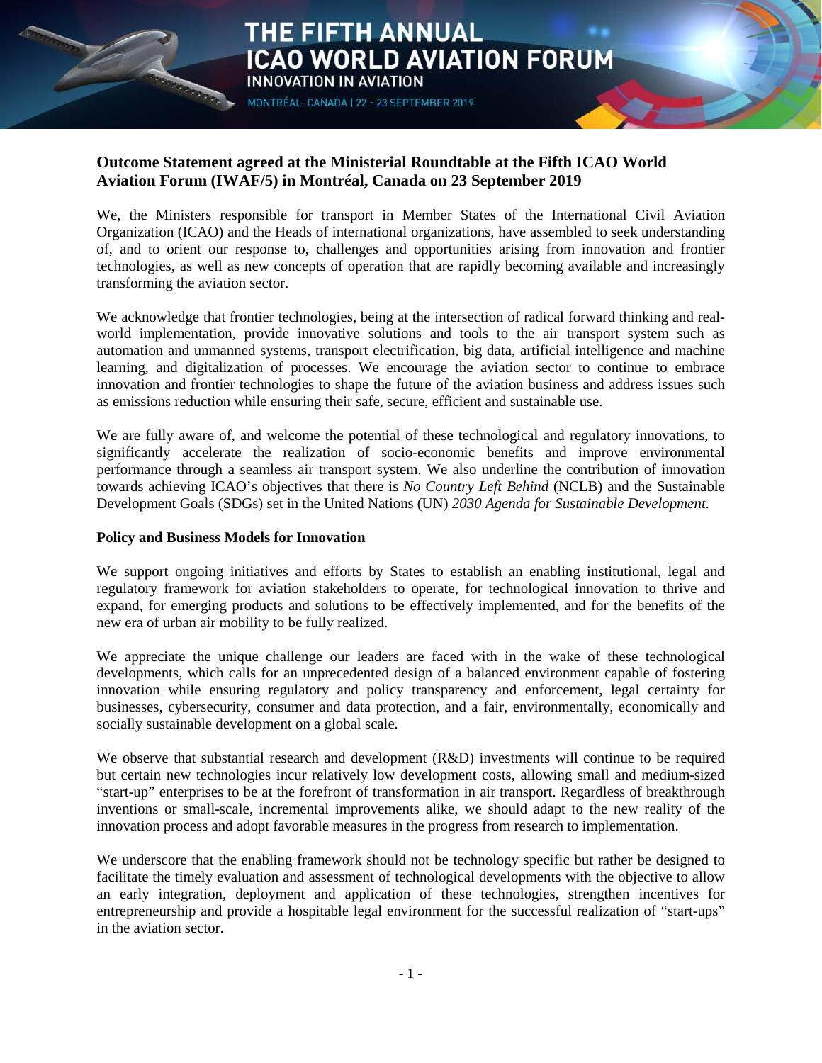# THE FIFTH ANNUAL ICAO WORLD AVIATION FORUM

INNOVATION IN AVIATION

MONTRÉAL, CANADA | 22 - 23 SEPTEMBER 2019

## Outcome Statement agreed at the Ministerial Roundtable at the Fifth ICAO World Aviation Forum (IWAF/5) in Montréal, Canada on 23 September 2019

We, the Ministers responsible for transport in Member States of the International Civil Aviation Organization (ICAO) and the Heads of international organizations, have assembled to seek understanding of, and to orient our response to, challenges and opportunities arising from innovation and frontier technologies, as well as new concepts of operation that are rapidly becoming available and increasingly transforming the aviation sector.

We acknowledge that frontier technologies, being at the intersection of radical forward thinking and real-world implementation, provide innovative solutions and tools to the air transport system such as automation and unmanned systems, transport electrification, big data, artificial intelligence and machine learning, and digitalization of processes. We encourage the aviation sector to continue to embrace innovation and frontier technologies to shape the future of the aviation business and address issues such as emissions reduction while ensuring their safe, secure, efficient and sustainable use.

We are fully aware of, and welcome the potential of these technological and regulatory innovations, to significantly accelerate the realization of socio-economic benefits and improve environmental performance through a seamless air transport system. We also underline the contribution of innovation towards achieving ICAO's objectives that there is *No Country Left Behind* (NCLB) and the Sustainable Development Goals (SDGs) set in the United Nations (UN) *2030 Agenda for Sustainable Development*.

### Policy and Business Models for Innovation

We support ongoing initiatives and efforts by States to establish an enabling institutional, legal and regulatory framework for aviation stakeholders to operate, for technological innovation to thrive and expand, for emerging products and solutions to be effectively implemented, and for the benefits of the new era of urban air mobility to be fully realized.

We appreciate the unique challenge our leaders are faced with in the wake of these technological developments, which calls for an unprecedented design of a balanced environment capable of fostering innovation while ensuring regulatory and policy transparency and enforcement, legal certainty for businesses, cybersecurity, consumer and data protection, and a fair, environmentally, economically and socially sustainable development on a global scale.

We observe that substantial research and development (R&D) investments will continue to be required but certain new technologies incur relatively low development costs, allowing small and medium-sized "start-up" enterprises to be at the forefront of transformation in air transport. Regardless of breakthrough inventions or small-scale, incremental improvements alike, we should adapt to the new reality of the innovation process and adopt favorable measures in the progress from research to implementation.

We underscore that the enabling framework should not be technology specific but rather be designed to facilitate the timely evaluation and assessment of technological developments with the objective to allow an early integration, deployment and application of these technologies, strengthen incentives for entrepreneurship and provide a hospitable legal environment for the successful realization of "start-ups" in the aviation sector.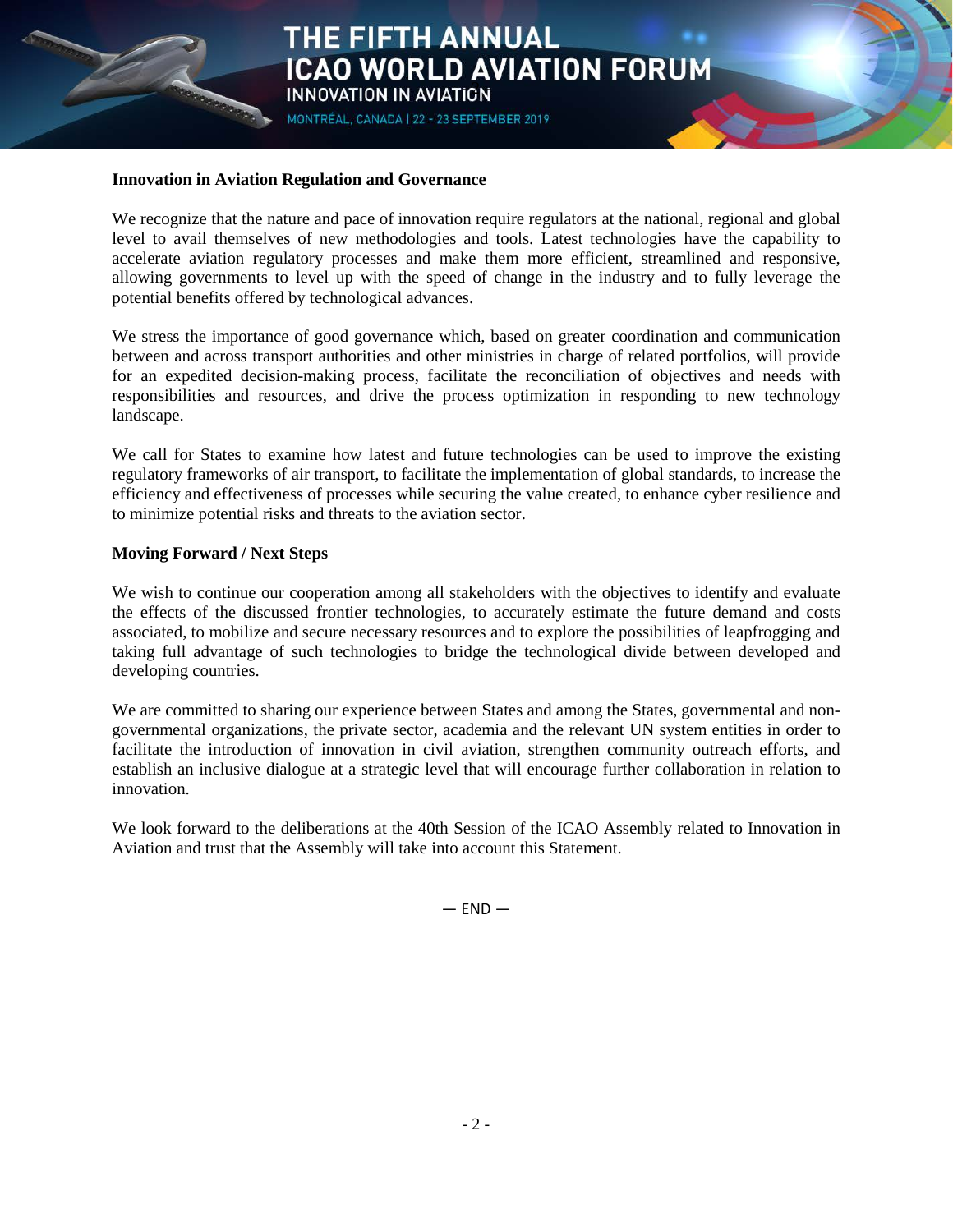**Innovation in Aviation Regulation and Governance**

We recognize that the nature and pace of innovation require regulators at the national, regional and global level to avail themselves of new methodologies and tools. Latest technologies have the capability to accelerate aviation regulatory processes and make them more efficient, streamlined and responsive, allowing governments to level up with the speed of change in the industry and to fully leverage the potential benefits offered by technological advances.

We stress the importance of good governance which, based on greater coordination and communication between and across transport authorities and other ministries in charge of related portfolios, will provide for an expedited decision-making process, facilitate the reconciliation of objectives and needs with responsibilities and resources, and drive the process optimization in responding to new technology landscape.

We call for States to examine how latest and future technologies can be used to improve the existing regulatory frameworks of air transport, to facilitate the implementation of global standards, to increase the efficiency and effectiveness of processes while securing the value created, to enhance cyber resilience and to minimize potential risks and threats to the aviation sector.

**Moving Forward / Next Steps**

We wish to continue our cooperation among all stakeholders with the objectives to identify and evaluate the effects of the discussed frontier technologies, to accurately estimate the future demand and costs associated, to mobilize and secure necessary resources and to explore the possibilities of leapfrogging and taking full advantage of such technologies to bridge the technological divide between developed and developing countries.

We are committed to sharing our experience between States and among the States, governmental and non-governmental organizations, the private sector, academia and the relevant UN system entities in order to facilitate the introduction of innovation in civil aviation, strengthen community outreach efforts, and establish an inclusive dialogue at a strategic level that will encourage further collaboration in relation to innovation.

We look forward to the deliberations at the 40th Session of the ICAO Assembly related to Innovation in Aviation and trust that the Assembly will take into account this Statement.

— END —